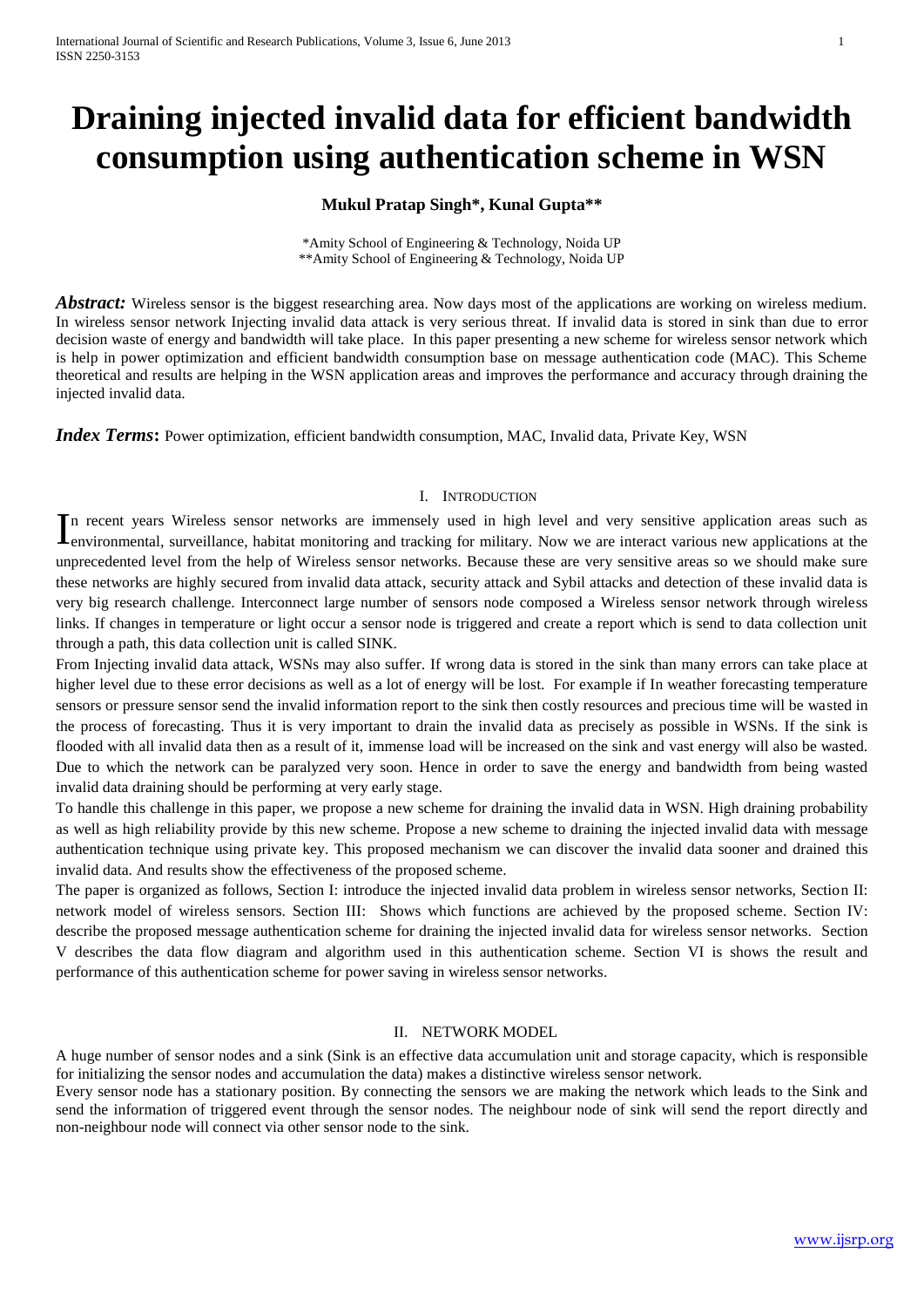# Draining injected invalid data for efficient bandwidth consumption using authentication scheme in WSN

**Mukul Pratap Singh\*, Kunal Gupta\*\***

\*Amity School of Engineering & Technology, Noida UP
\*\*Amity School of Engineering & Technology, Noida UP

***Abstract:*** Wireless sensor is the biggest researching area. Now days most of the applications are working on wireless medium. In wireless sensor network Injecting invalid data attack is very serious threat. If invalid data is stored in sink than due to error decision waste of energy and bandwidth will take place. In this paper presenting a new scheme for wireless sensor network which is help in power optimization and efficient bandwidth consumption base on message authentication code (MAC). This Scheme theoretical and results are helping in the WSN application areas and improves the performance and accuracy through draining the injected invalid data.

***Index Terms*:** Power optimization, efficient bandwidth consumption, MAC, Invalid data, Private Key, WSN

## I. Introduction

In recent years Wireless sensor networks are immensely used in high level and very sensitive application areas such as environmental, surveillance, habitat monitoring and tracking for military. Now we are interact various new applications at the unprecedented level from the help of Wireless sensor networks. Because these are very sensitive areas so we should make sure these networks are highly secured from invalid data attack, security attack and Sybil attacks and detection of these invalid data is very big research challenge. Interconnect large number of sensors node composed a Wireless sensor network through wireless links. If changes in temperature or light occur a sensor node is triggered and create a report which is send to data collection unit through a path, this data collection unit is called SINK.

From Injecting invalid data attack, WSNs may also suffer. If wrong data is stored in the sink than many errors can take place at higher level due to these error decisions as well as a lot of energy will be lost. For example if In weather forecasting temperature sensors or pressure sensor send the invalid information report to the sink then costly resources and precious time will be wasted in the process of forecasting. Thus it is very important to drain the invalid data as precisely as possible in WSNs. If the sink is flooded with all invalid data then as a result of it, immense load will be increased on the sink and vast energy will also be wasted. Due to which the network can be paralyzed very soon. Hence in order to save the energy and bandwidth from being wasted invalid data draining should be performing at very early stage.

To handle this challenge in this paper, we propose a new scheme for draining the invalid data in WSN. High draining probability as well as high reliability provide by this new scheme. Propose a new scheme to draining the injected invalid data with message authentication technique using private key. This proposed mechanism we can discover the invalid data sooner and drained this invalid data. And results show the effectiveness of the proposed scheme.

The paper is organized as follows, Section I: introduce the injected invalid data problem in wireless sensor networks, Section II: network model of wireless sensors. Section III: Shows which functions are achieved by the proposed scheme. Section IV: describe the proposed message authentication scheme for draining the injected invalid data for wireless sensor networks. Section V describes the data flow diagram and algorithm used in this authentication scheme. Section VI is shows the result and performance of this authentication scheme for power saving in wireless sensor networks.

## II. Network Model

A huge number of sensor nodes and a sink (Sink is an effective data accumulation unit and storage capacity, which is responsible for initializing the sensor nodes and accumulation the data) makes a distinctive wireless sensor network.

Every sensor node has a stationary position. By connecting the sensors we are making the network which leads to the Sink and send the information of triggered event through the sensor nodes. The neighbour node of sink will send the report directly and non-neighbour node will connect via other sensor node to the sink.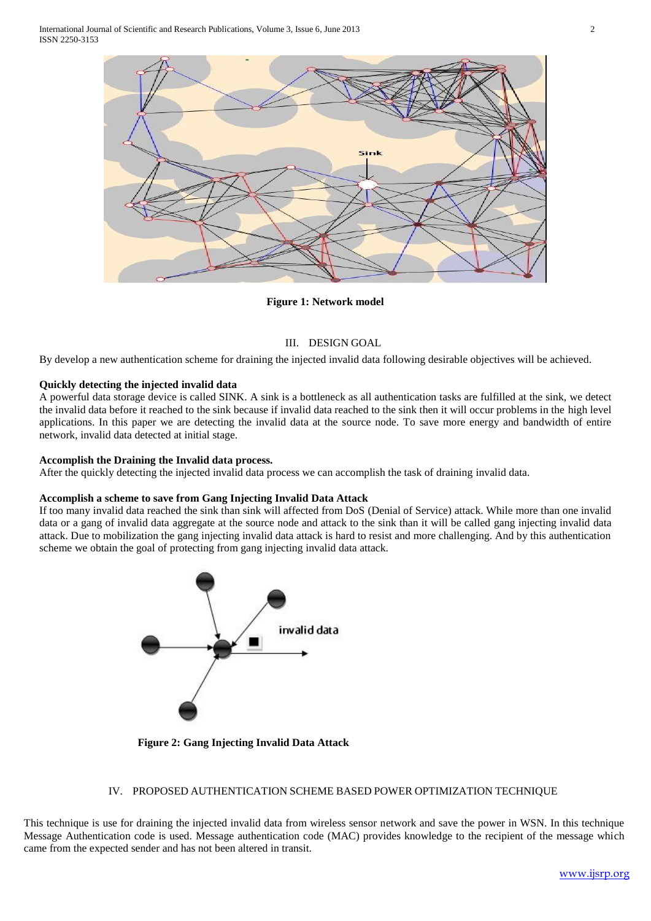Figure 1: Network model

## III. DESIGN GOAL

By develop a new authentication scheme for draining the injected invalid data following desirable objectives will be achieved.

**Quickly detecting the injected invalid data**

A powerful data storage device is called SINK. A sink is a bottleneck as all authentication tasks are fulfilled at the sink, we detect the invalid data before it reached to the sink because if invalid data reached to the sink then it will occur problems in the high level applications. In this paper we are detecting the invalid data at the source node. To save more energy and bandwidth of entire network, invalid data detected at initial stage.

**Accomplish the Draining the Invalid data process.**

After the quickly detecting the injected invalid data process we can accomplish the task of draining invalid data.

**Accomplish a scheme to save from Gang Injecting Invalid Data Attack**

If too many invalid data reached the sink than sink will affected from DoS (Denial of Service) attack. While more than one invalid data or a gang of invalid data aggregate at the source node and attack to the sink than it will be called gang injecting invalid data attack. Due to mobilization the gang injecting invalid data attack is hard to resist and more challenging. And by this authentication scheme we obtain the goal of protecting from gang injecting invalid data attack.

Figure 2: Gang Injecting Invalid Data Attack

## IV. PROPOSED AUTHENTICATION SCHEME BASED POWER OPTIMIZATION TECHNIQUE

This technique is use for draining the injected invalid data from wireless sensor network and save the power in WSN. In this technique Message Authentication code is used. Message authentication code (MAC) provides knowledge to the recipient of the message which came from the expected sender and has not been altered in transit.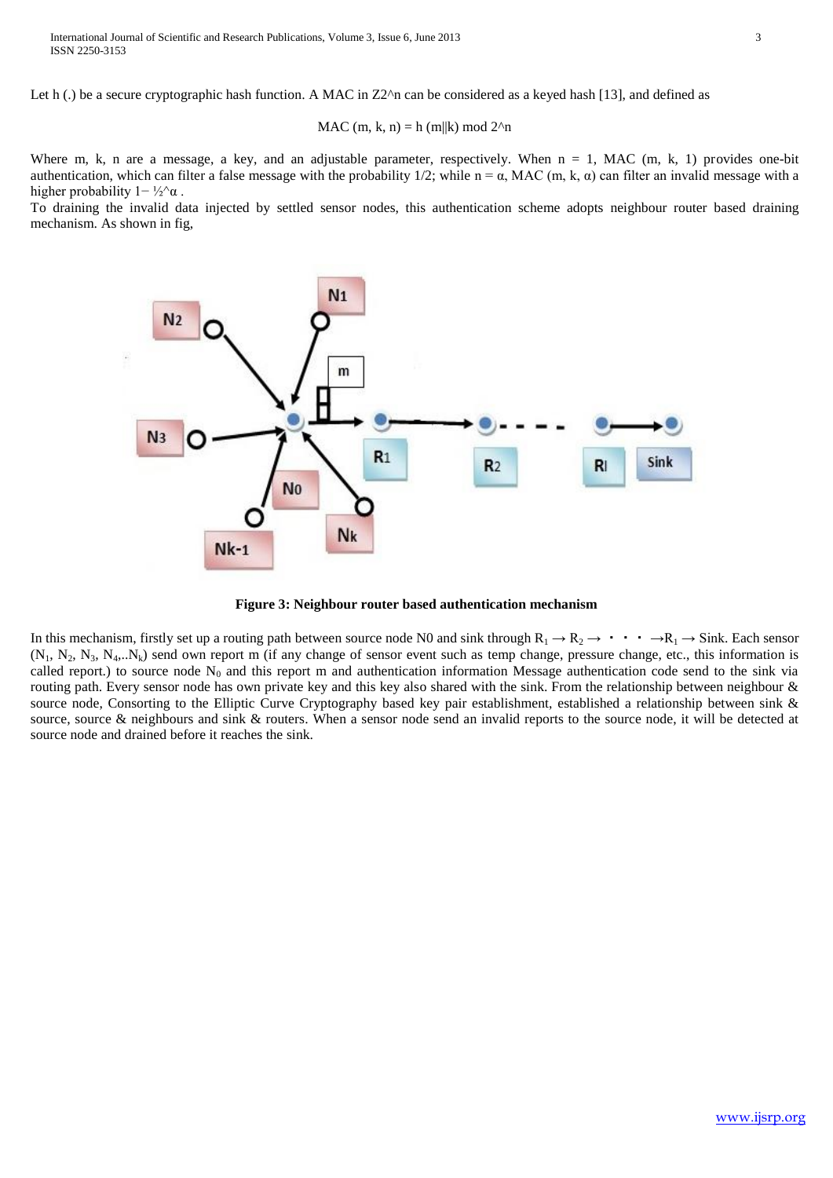Let h (.) be a secure cryptographic hash function. A MAC in Z2^n can be considered as a keyed hash [13], and defined as

$$\mathrm{MAC}(m, k, n) = h(m||k) \bmod 2^n$$

Where m, k, n are a message, a key, and an adjustable parameter, respectively. When n = 1, MAC (m, k, 1) provides one-bit authentication, which can filter a false message with the probability 1/2; while n = α, MAC (m, k, α) can filter an invalid message with a higher probability $1- ½^α$ .

To draining the invalid data injected by settled sensor nodes, this authentication scheme adopts neighbour router based draining mechanism. As shown in fig,

**Figure 3: Neighbour router based authentication mechanism**

In this mechanism, firstly set up a routing path between source node N0 and sink through $R_1 \rightarrow R_2 \rightarrow \cdot \cdot \cdot \rightarrow R_l \rightarrow$ Sink. Each sensor ($N_1$, $N_2$, $N_3$, $N_4$,..$N_k$) send own report m (if any change of sensor event such as temp change, pressure change, etc., this information is called report.) to source node $N_0$ and this report m and authentication information Message authentication code send to the sink via routing path. Every sensor node has own private key and this key also shared with the sink. From the relationship between neighbour & source node, Consorting to the Elliptic Curve Cryptography based key pair establishment, established a relationship between sink & source, source & neighbours and sink & routers. When a sensor node send an invalid reports to the source node, it will be detected at source node and drained before it reaches the sink.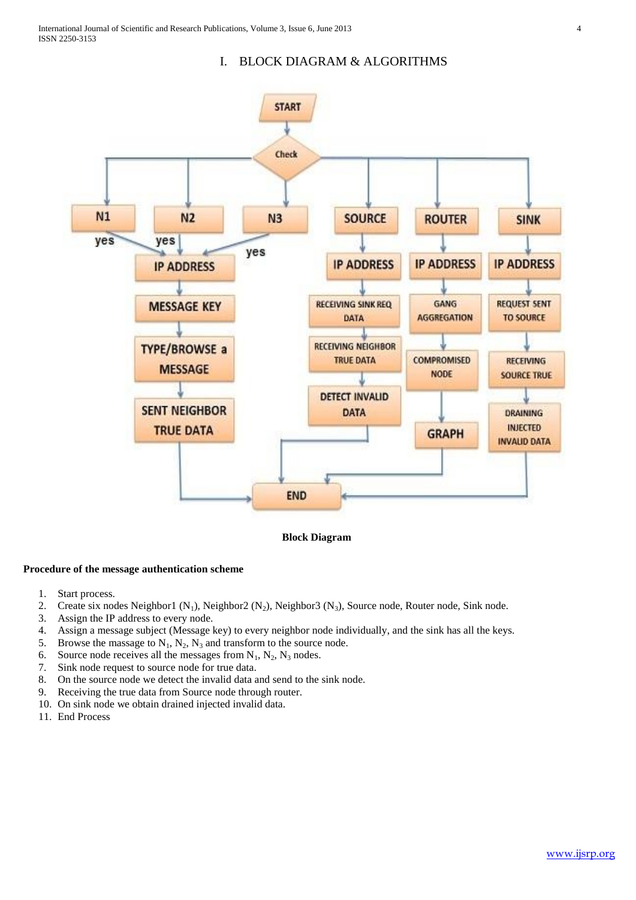# I. BLOCK DIAGRAM & ALGORITHMS

**Block Diagram**

**Procedure of the message authentication scheme**

1. Start process.
2. Create six nodes Neighbor1 ($N_1$), Neighbor2 ($N_2$), Neighbor3 ($N_3$), Source node, Router node, Sink node.
3. Assign the IP address to every node.
4. Assign a message subject (Message key) to every neighbor node individually, and the sink has all the keys.
5. Browse the massage to $N_1$, $N_2$, $N_3$ and transform to the source node.
6. Source node receives all the messages from $N_1$, $N_2$, $N_3$ nodes.
7. Sink node request to source node for true data.
8. On the source node we detect the invalid data and send to the sink node.
9. Receiving the true data from Source node through router.
10. On sink node we obtain drained injected invalid data.
11. End Process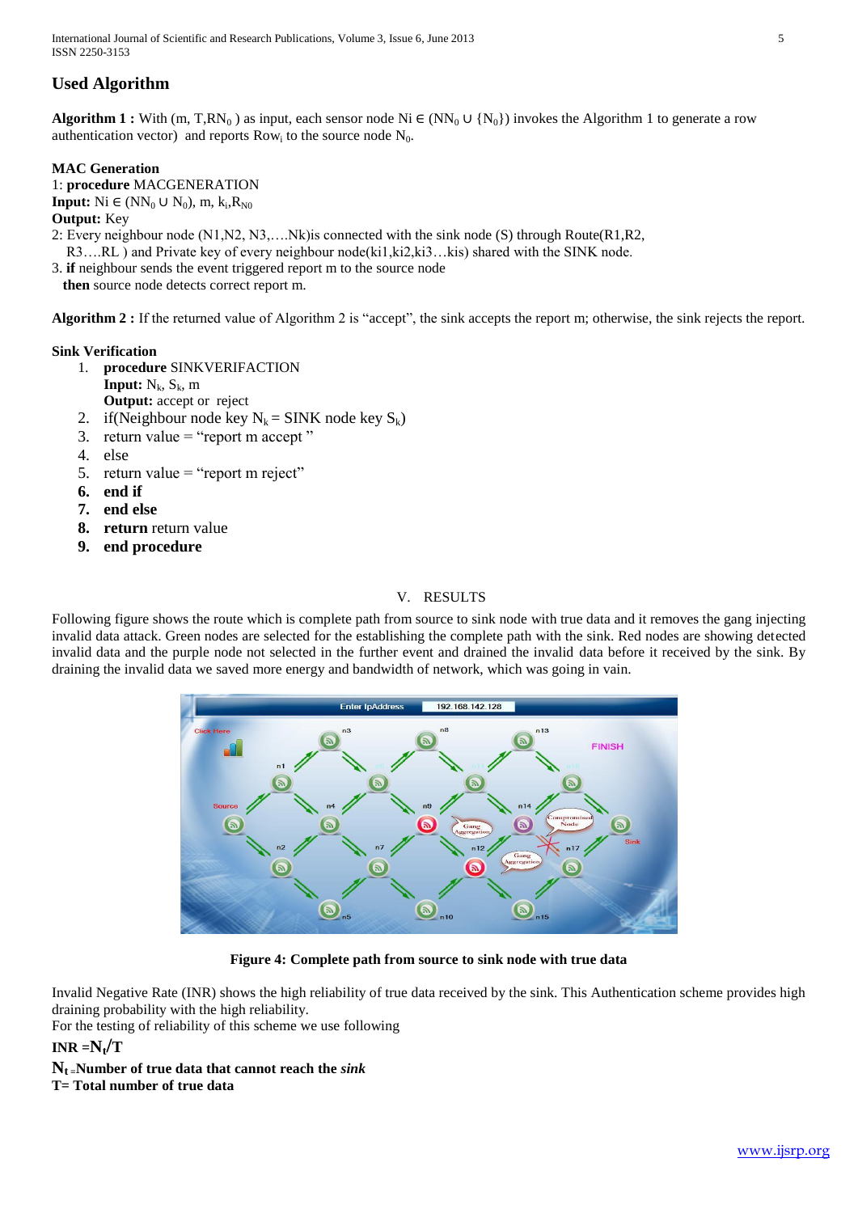## Used Algorithm

**Algorithm 1 :** With (m, T,$RN_0$ ) as input, each sensor node Ni ∈ ($NN_0$ ∪ {$N_0$}) invokes the Algorithm 1 to generate a row authentication vector) and reports $Row_i$ to the source node $N_0$.

**MAC Generation**

1: **procedure** MACGENERATION

**Input:** Ni ∈ ($NN_0$ ∪ $N_0$), m, $k_i$,$R_{N0}$

**Output:** Key

2: Every neighbour node (N1,N2, N3,….Nk)is connected with the sink node (S) through Route(R1,R2, R3….RL ) and Private key of every neighbour node(ki1,ki2,ki3…kis) shared with the SINK node.

3. **if** neighbour sends the event triggered report m to the source node
**then** source node detects correct report m.

**Algorithm 2 :** If the returned value of Algorithm 2 is "accept", the sink accepts the report m; otherwise, the sink rejects the report.

**Sink Verification**

1. **procedure** SINKVERIFACTION
   **Input:** $N_k$, $S_k$, m
   **Output:** accept or reject
2. if(Neighbour node key $N_k$ = SINK node key $S_k$)
3. return value = "report m accept "
4. else
5. return value = "report m reject"
6. **end if**
7. **end else**
8. **return** return value
9. **end procedure**

## V. RESULTS

Following figure shows the route which is complete path from source to sink node with true data and it removes the gang injecting invalid data attack. Green nodes are selected for the establishing the complete path with the sink. Red nodes are showing invalid data and the purple node not selected in the further event and drained the invalid data before it received by the sink. By draining the invalid data we saved more energy and bandwidth of network, which was going in vain.

**Figure 4: Complete path from source to sink node with true data**

Invalid Negative Rate (INR) shows the high reliability of true data received by the sink. This Authentication scheme provides high draining probability with the high reliability.

For the testing of reliability of this scheme we use following

**INR =$N_t$/T**

**$N_t$ =Number of true data that cannot reach the *sink***

**T= Total number of true data**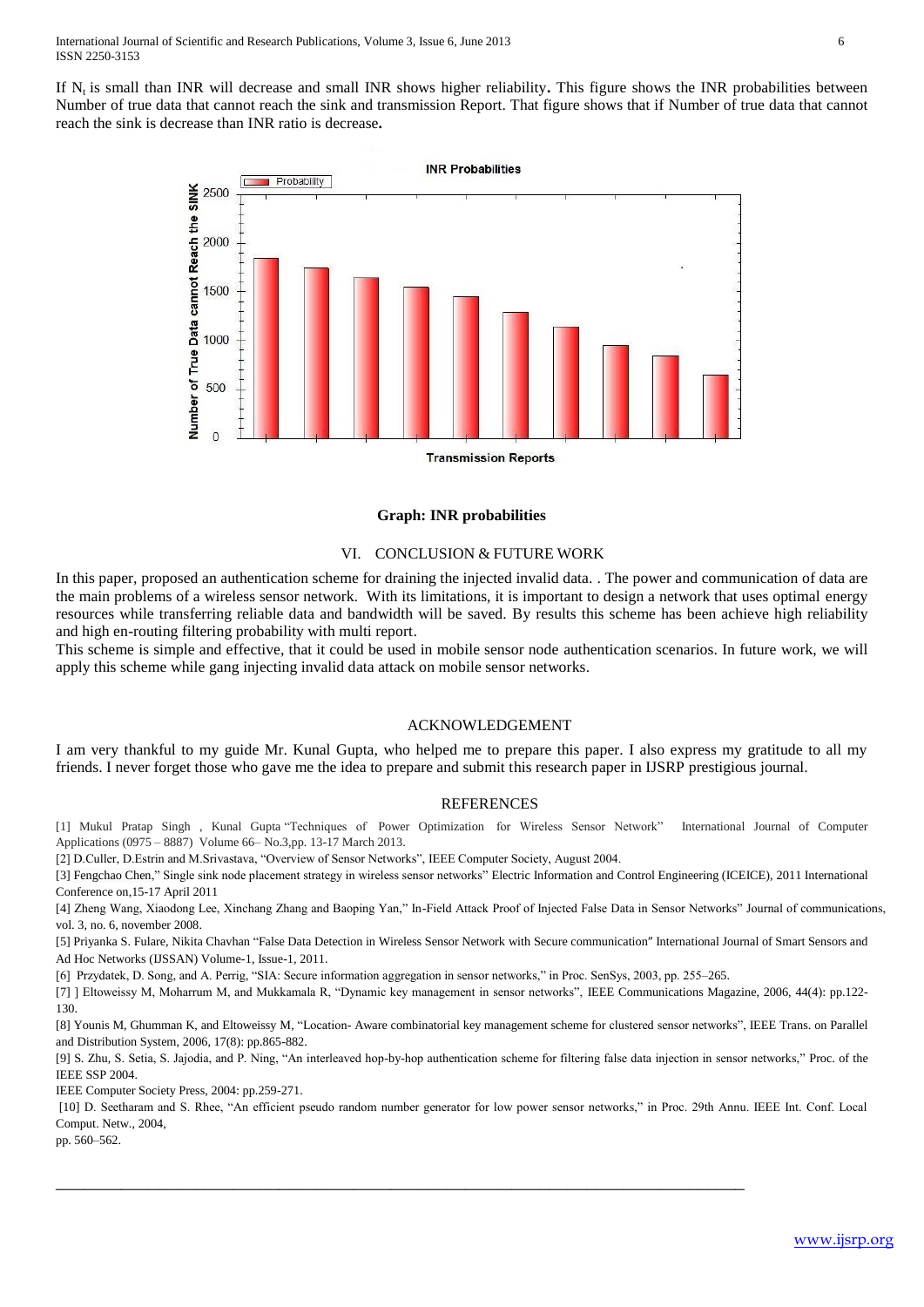If $N_t$ is small than INR will decrease and small INR shows higher reliability**.** This figure shows the INR probabilities between Number of true data that cannot reach the sink and transmission Report. That figure shows that if Number of true data that cannot reach the sink is decrease than INR ratio is decrease**.**

**Graph: INR probabilities**

## VI. CONCLUSION & FUTURE WORK

In this paper, proposed an authentication scheme for draining the injected invalid data. . The power and communication of data are the main problems of a wireless sensor network. With its limitations, it is important to design a network that uses optimal energy resources while transferring reliable data and bandwidth will be saved. By results this scheme has been achieve high reliability and high en-routing filtering probability with multi report.

This scheme is simple and effective, that it could be used in mobile sensor node authentication scenarios. In future work, we will apply this scheme while gang injecting invalid data attack on mobile sensor networks.

## ACKNOWLEDGEMENT

I am very thankful to my guide Mr. Kunal Gupta, who helped me to prepare this paper. I also express my gratitude to all my friends. I never forget those who gave me the idea to prepare and submit this research paper in IJSRP prestigious journal.

## REFERENCES

[1] Mukul Pratap Singh , Kunal Gupta "Techniques of Power Optimization for Wireless Sensor Network" International Journal of Computer Applications (0975 – 8887) Volume 66– No.3,pp. 13-17 March 2013.

[2] D.Culler, D.Estrin and M.Srivastava, "Overview of Sensor Networks", IEEE Computer Society, August 2004.

[3] Fengchao Chen," Single sink node placement strategy in wireless sensor networks" Electric Information and Control Engineering (ICEICE), 2011 International Conference on,15-17 April 2011

[4] Zheng Wang, Xiaodong Lee, Xinchang Zhang and Baoping Yan," In-Field Attack Proof of Injected False Data in Sensor Networks" Journal of communications, vol. 3, no. 6, november 2008.

[5] Priyanka S. Fulare, Nikita Chavhan "False Data Detection in Wireless Sensor Network with Secure communication" International Journal of Smart Sensors and Ad Hoc Networks (IJSSAN) Volume-1, Issue-1, 2011.

[6] Przydatek, D. Song, and A. Perrig, "SIA: Secure information aggregation in sensor networks," in Proc. SenSys, 2003, pp. 255–265.

[7] ] Eltoweissy M, Moharrum M, and Mukkamala R, "Dynamic key management in sensor networks", IEEE Communications Magazine, 2006, 44(4): pp.122-130.

[8] Younis M, Ghumman K, and Eltoweissy M, "Location- Aware combinatorial key management scheme for clustered sensor networks", IEEE Trans. on Parallel and Distribution System, 2006, 17(8): pp.865-882.

[9] S. Zhu, S. Setia, S. Jajodia, and P. Ning, "An interleaved hop-by-hop authentication scheme for filtering false data injection in sensor networks," Proc. of the IEEE SSP 2004.
IEEE Computer Society Press, 2004: pp.259-271.

[10] D. Seetharam and S. Rhee, "An efficient pseudo random number generator for low power sensor networks," in Proc. 29th Annu. IEEE Int. Conf. Local Comput. Netw., 2004,
pp. 560–562.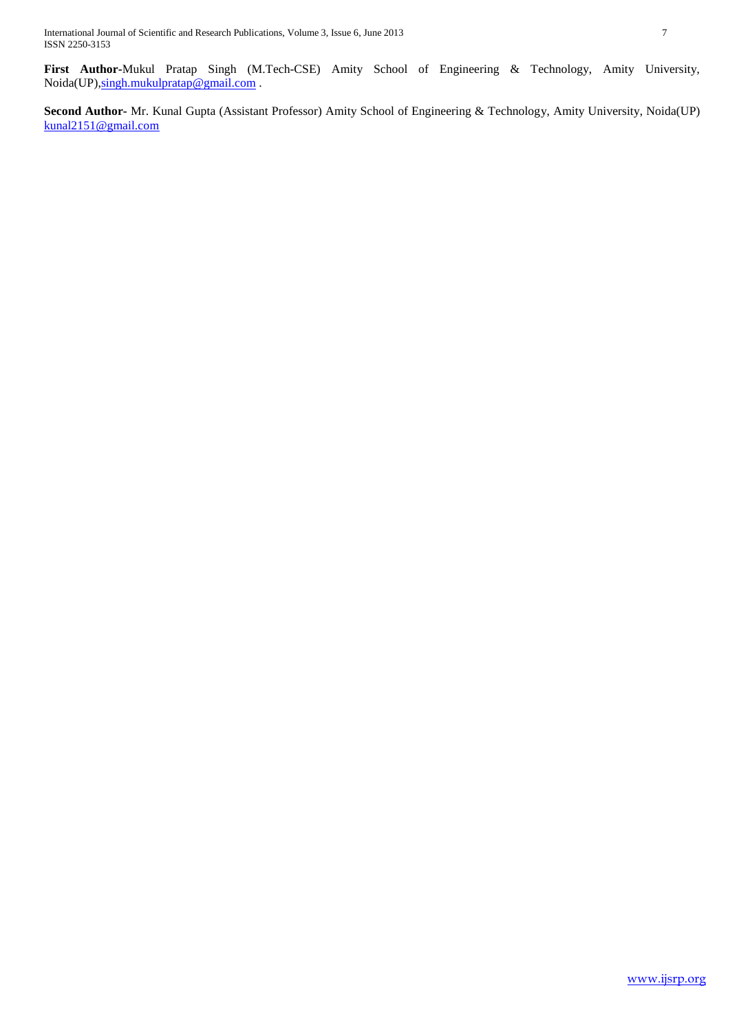**First Author**-Mukul Pratap Singh (M.Tech-CSE) Amity School of Engineering & Technology, Amity University, Noida(UP),singh.mukulpratap@gmail.com .

**Second Author**- Mr. Kunal Gupta (Assistant Professor) Amity School of Engineering & Technology, Amity University, Noida(UP) kunal2151@gmail.com